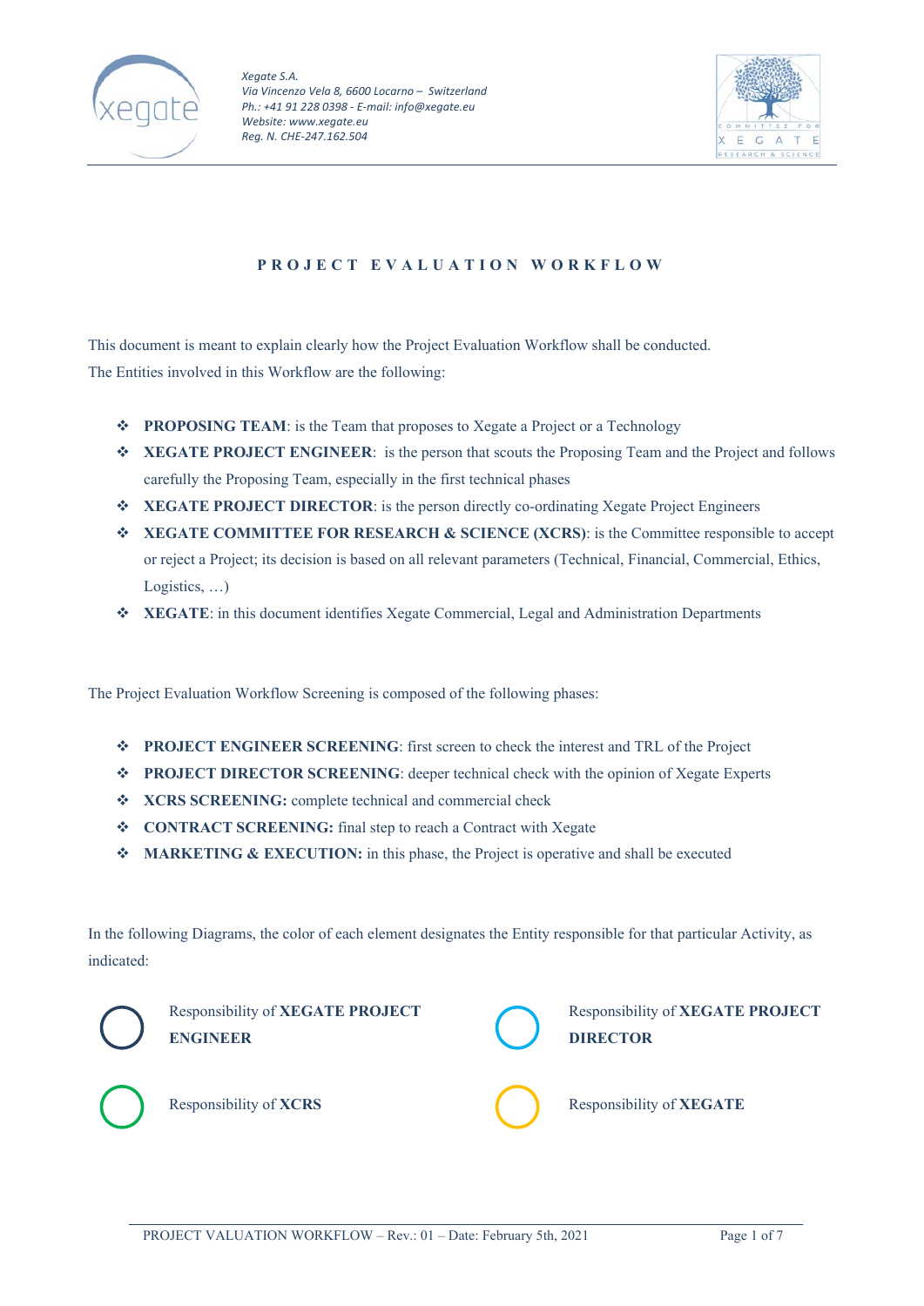Xegate S.A.
Via Vincenzo Vela 8, 6600 Locarno – Switzerland
Ph.: +41 91 228 0398 - E-mail: info@xegate.eu
Website: www.xegate.eu
Reg. N. CHE-247.162.504

# PROJECT EVALUATION WORKFLOW

This document is meant to explain clearly how the Project Evaluation Workflow shall be conducted.
The Entities involved in this Workflow are the following:

- **PROPOSING TEAM**: is the Team that proposes to Xegate a Project or a Technology
- **XEGATE PROJECT ENGINEER**: is the person that scouts the Proposing Team and the Project and follows carefully the Proposing Team, especially in the first technical phases
- **XEGATE PROJECT DIRECTOR**: is the person directly co-ordinating Xegate Project Engineers
- **XEGATE COMMITTEE FOR RESEARCH & SCIENCE (XCRS)**: is the Committee responsible to accept or reject a Project; its decision is based on all relevant parameters (Technical, Financial, Commercial, Ethics, Logistics, …)
- **XEGATE**: in this document identifies Xegate Commercial, Legal and Administration Departments

The Project Evaluation Workflow Screening is composed of the following phases:

- **PROJECT ENGINEER SCREENING**: first screen to check the interest and TRL of the Project
- **PROJECT DIRECTOR SCREENING**: deeper technical check with the opinion of Xegate Experts
- **XCRS SCREENING:** complete technical and commercial check
- **CONTRACT SCREENING:** final step to reach a Contract with Xegate
- **MARKETING & EXECUTION:** in this phase, the Project is operative and shall be executed

In the following Diagrams, the color of each element designates the Entity responsible for that particular Activity, as indicated:

- Responsibility of **XEGATE PROJECT ENGINEER**
- Responsibility of **XEGATE PROJECT DIRECTOR**
- Responsibility of **XCRS**
- Responsibility of **XEGATE**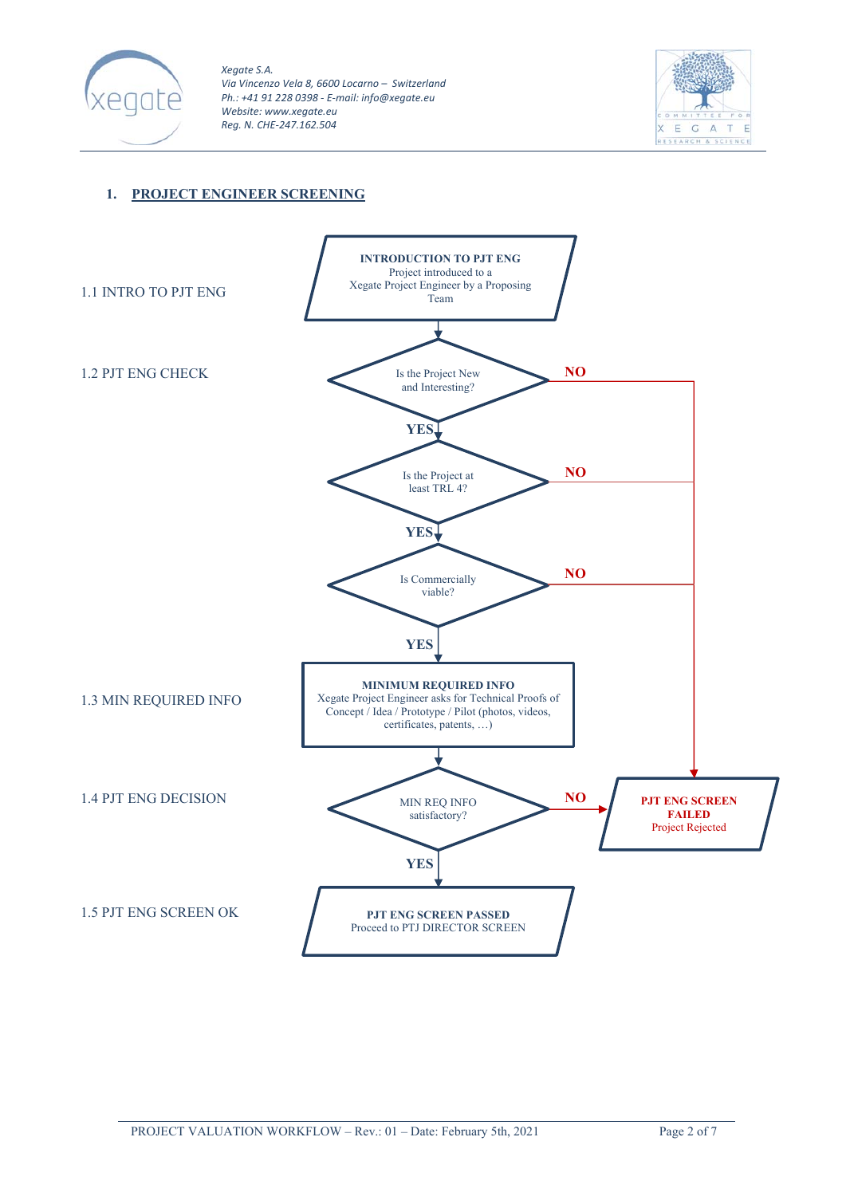## 1. PROJECT ENGINEER SCREENING

1.1 INTRO TO PJT ENG

**INTRODUCTION TO PJT ENG**
Project introduced to a Xegate Project Engineer by a Proposing Team

1.2 PJT ENG CHECK

Is the Project New and Interesting? — NO → PJT ENG SCREEN FAILED / YES ↓

Is the Project at least TRL 4? — NO → PJT ENG SCREEN FAILED / YES ↓

Is Commercially viable? — NO → PJT ENG SCREEN FAILED / YES ↓

1.3 MIN REQUIRED INFO

**MINIMUM REQUIRED INFO**
Xegate Project Engineer asks for Technical Proofs of Concept / Idea / Prototype / Pilot (photos, videos, certificates, patents, …)

1.4 PJT ENG DECISION

MIN REQ INFO satisfactory? — NO → PJT ENG SCREEN FAILED / YES ↓

**PJT ENG SCREEN FAILED**
Project Rejected

1.5 PJT ENG SCREEN OK

**PJT ENG SCREEN PASSED**
Proceed to PTJ DIRECTOR SCREEN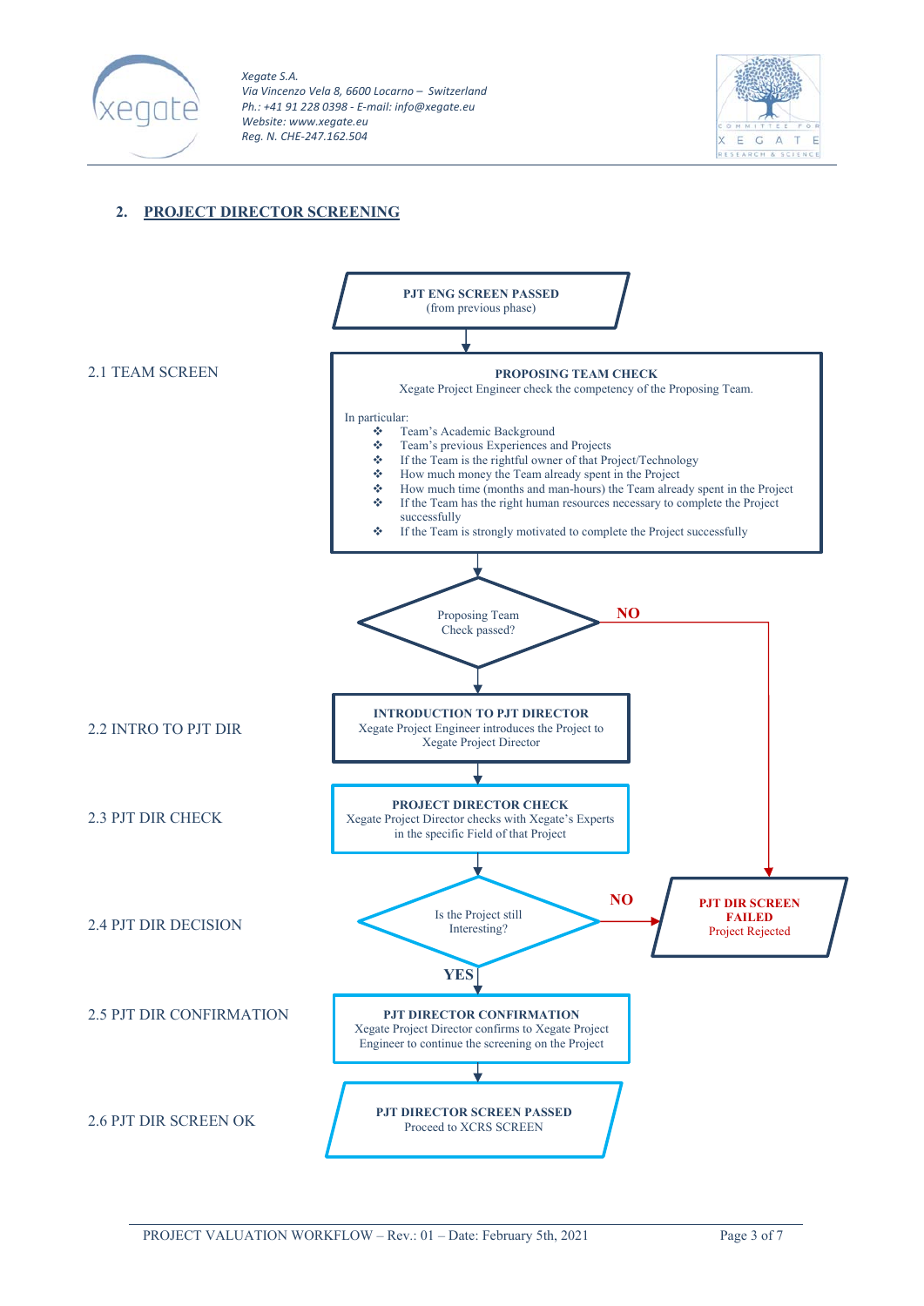## 2. PROJECT DIRECTOR SCREENING

**PJT ENG SCREEN PASSED**
(from previous phase)

### 2.1 TEAM SCREEN

**PROPOSING TEAM CHECK**
Xegate Project Engineer check the competency of the Proposing Team.

In particular:

- Team's Academic Background
- Team's previous Experiences and Projects
- If the Team is the rightful owner of that Project/Technology
- How much money the Team already spent in the Project
- How much time (months and man-hours) the Team already spent in the Project
- If the Team has the right human resources necessary to complete the Project successfully
- If the Team is strongly motivated to complete the Project successfully

**Decision:** Proposing Team Check passed?

- **NO** → PJT DIR SCREEN FAILED (Project Rejected)
- **YES** → 2.2 INTRO TO PJT DIR

### 2.2 INTRO TO PJT DIR

**INTRODUCTION TO PJT DIRECTOR**
Xegate Project Engineer introduces the Project to Xegate Project Director

### 2.3 PJT DIR CHECK

**PROJECT DIRECTOR CHECK**
Xegate Project Director checks with Xegate's Experts in the specific Field of that Project

### 2.4 PJT DIR DECISION

**Decision:** Is the Project still Interesting?

- **NO** → **PJT DIR SCREEN FAILED** – Project Rejected
- **YES** → 2.5 PJT DIR CONFIRMATION

### 2.5 PJT DIR CONFIRMATION

**PJT DIRECTOR CONFIRMATION**
Xegate Project Director confirms to Xegate Project Engineer to continue the screening on the Project

### 2.6 PJT DIR SCREEN OK

**PJT DIRECTOR SCREEN PASSED**
Proceed to XCRS SCREEN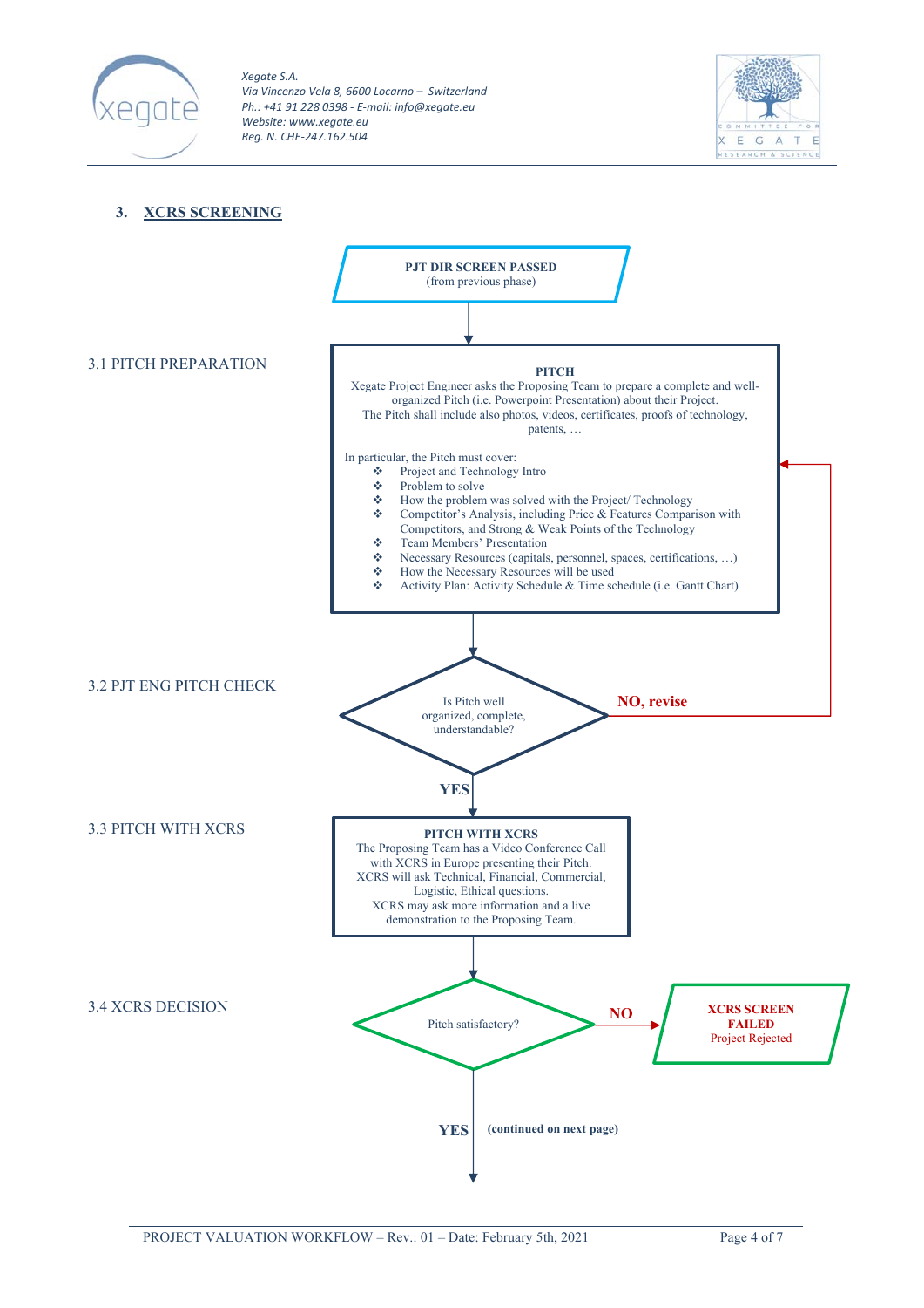## 3. XCRS SCREENING

**PJT DIR SCREEN PASSED**
(from previous phase)

### 3.1 PITCH PREPARATION

**PITCH**

Xegate Project Engineer asks the Proposing Team to prepare a complete and well-organized Pitch (i.e. Powerpoint Presentation) about their Project.
The Pitch shall include also photos, videos, certificates, proofs of technology, patents, …

In particular, the Pitch must cover:

- Project and Technology Intro
- Problem to solve
- How the problem was solved with the Project/ Technology
- Competitor's Analysis, including Price & Features Comparison with Competitors, and Strong & Weak Points of the Technology
- Team Members' Presentation
- Necessary Resources (capitals, personnel, spaces, certifications, …)
- How the Necessary Resources will be used
- Activity Plan: Activity Schedule & Time schedule (i.e. Gantt Chart)

### 3.2 PJT ENG PITCH CHECK

Is Pitch well organized, complete, understandable?

- **NO, revise** → back to 3.1 PITCH
- **YES** → 3.3

### 3.3 PITCH WITH XCRS

**PITCH WITH XCRS**

The Proposing Team has a Video Conference Call with XCRS in Europe presenting their Pitch.
XCRS will ask Technical, Financial, Commercial, Logistic, Ethical questions.
XCRS may ask more information and a live demonstration to the Proposing Team.

### 3.4 XCRS DECISION

Pitch satisfactory?

- **NO** → **XCRS SCREEN FAILED** Project Rejected
- **YES** → **(continued on next page)**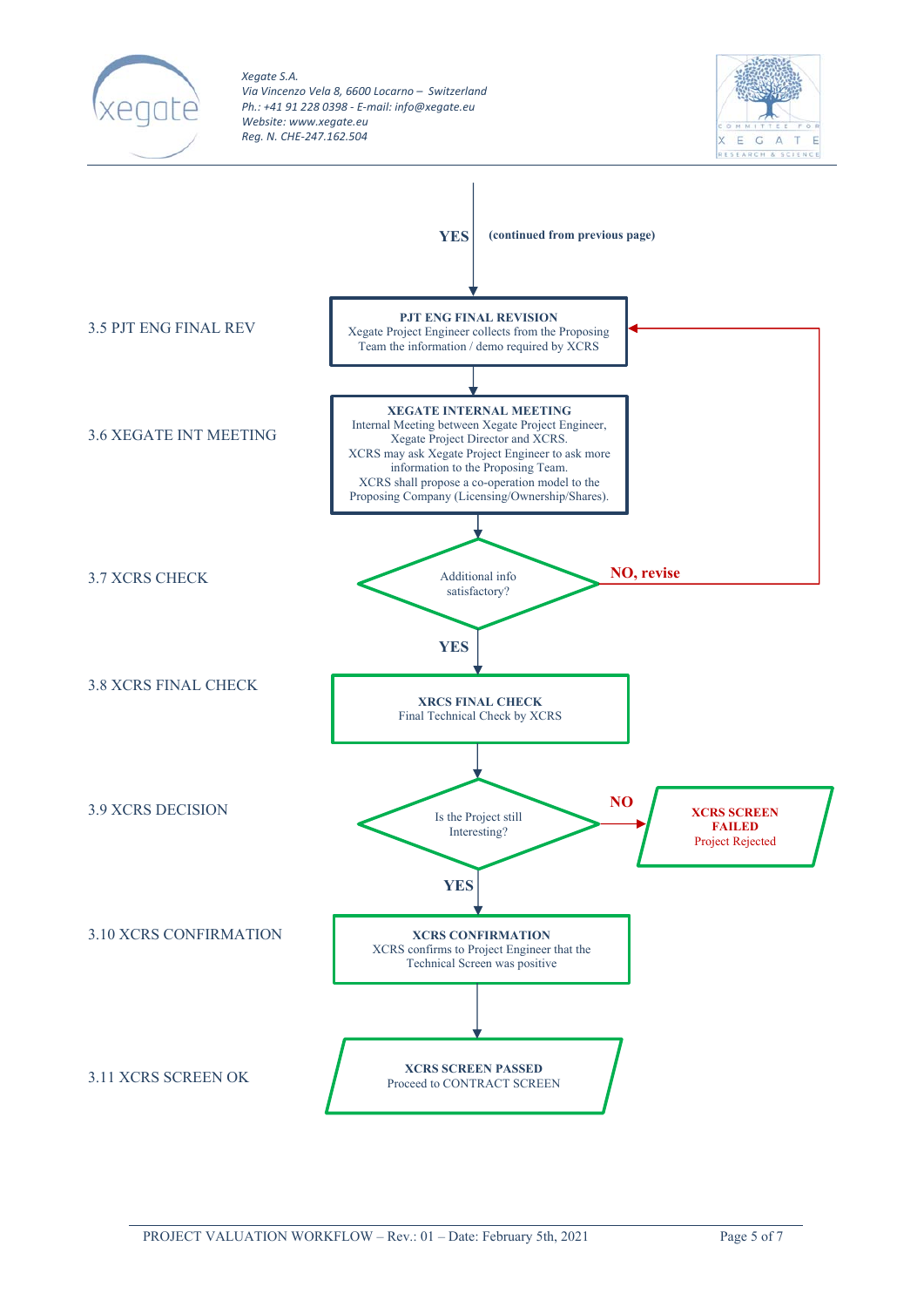YES (continued from previous page)

**3.5 PJT ENG FINAL REV**

**PJT ENG FINAL REVISION**
Xegate Project Engineer collects from the Proposing Team the information / demo required by XCRS

**3.6 XEGATE INT MEETING**

**XEGATE INTERNAL MEETING**
Internal Meeting between Xegate Project Engineer, Xegate Project Director and XCRS.
XCRS may ask Xegate Project Engineer to ask more information to the Proposing Team.
XCRS shall propose a co-operation model to the Proposing Company (Licensing/Ownership/Shares).

**3.7 XCRS CHECK**

Additional info satisfactory?

- **NO, revise** → back to PJT ENG FINAL REVISION
- **YES** → continue

**3.8 XCRS FINAL CHECK**

**XRCS FINAL CHECK**
Final Technical Check by XCRS

**3.9 XCRS DECISION**

Is the Project still Interesting?

- **NO** → **XCRS SCREEN FAILED** – Project Rejected
- **YES** → continue

**3.10 XCRS CONFIRMATION**

**XCRS CONFIRMATION**
XCRS confirms to Project Engineer that the Technical Screen was positive

**3.11 XCRS SCREEN OK**

**XCRS SCREEN PASSED**
Proceed to CONTRACT SCREEN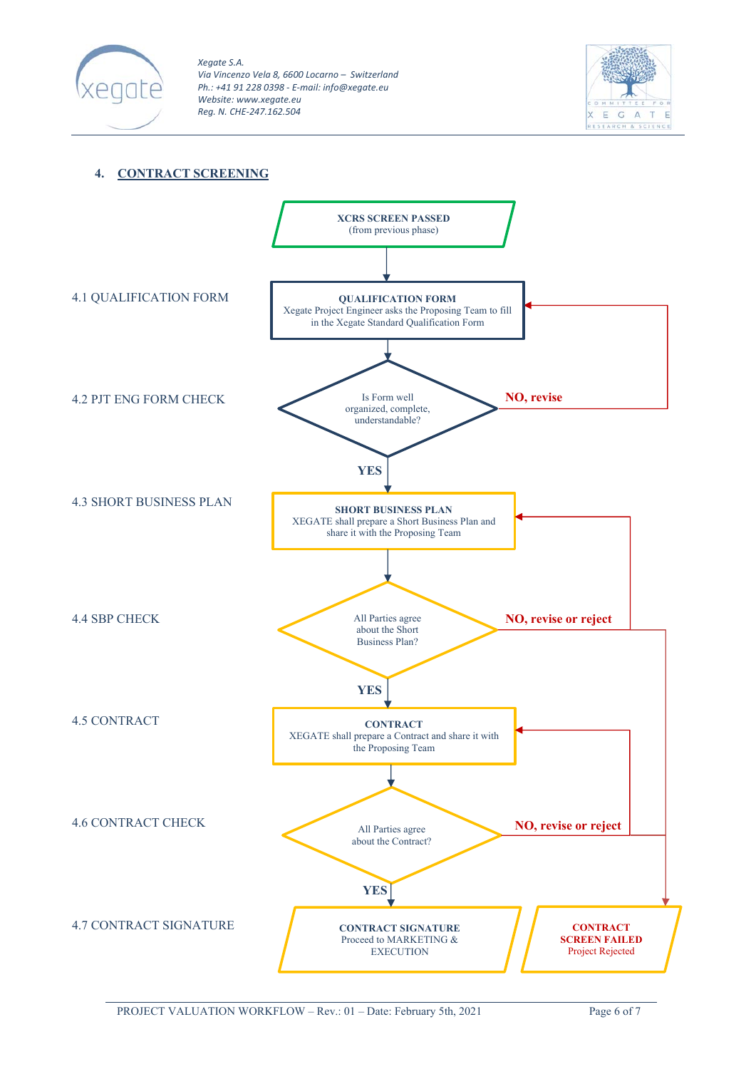## 4. CONTRACT SCREENING

**XCRS SCREEN PASSED**
(from previous phase)

**4.1 QUALIFICATION FORM**

**QUALIFICATION FORM**
Xegate Project Engineer asks the Proposing Team to fill in the Xegate Standard Qualification Form

**4.2 PJT ENG FORM CHECK**

Is Form well organized, complete, understandable?

- **NO, revise** → back to QUALIFICATION FORM
- **YES** → SHORT BUSINESS PLAN

**4.3 SHORT BUSINESS PLAN**

**SHORT BUSINESS PLAN**
XEGATE shall prepare a Short Business Plan and share it with the Proposing Team

**4.4 SBP CHECK**

All Parties agree about the Short Business Plan?

- **NO, revise or reject** → back to SHORT BUSINESS PLAN, or CONTRACT SCREEN FAILED
- **YES** → CONTRACT

**4.5 CONTRACT**

**CONTRACT**
XEGATE shall prepare a Contract and share it with the Proposing Team

**4.6 CONTRACT CHECK**

All Parties agree about the Contract?

- **NO, revise or reject** → back to CONTRACT, or CONTRACT SCREEN FAILED
- **YES** → CONTRACT SIGNATURE

**4.7 CONTRACT SIGNATURE**

**CONTRACT SIGNATURE**
Proceed to MARKETING & EXECUTION

**CONTRACT SCREEN FAILED**
Project Rejected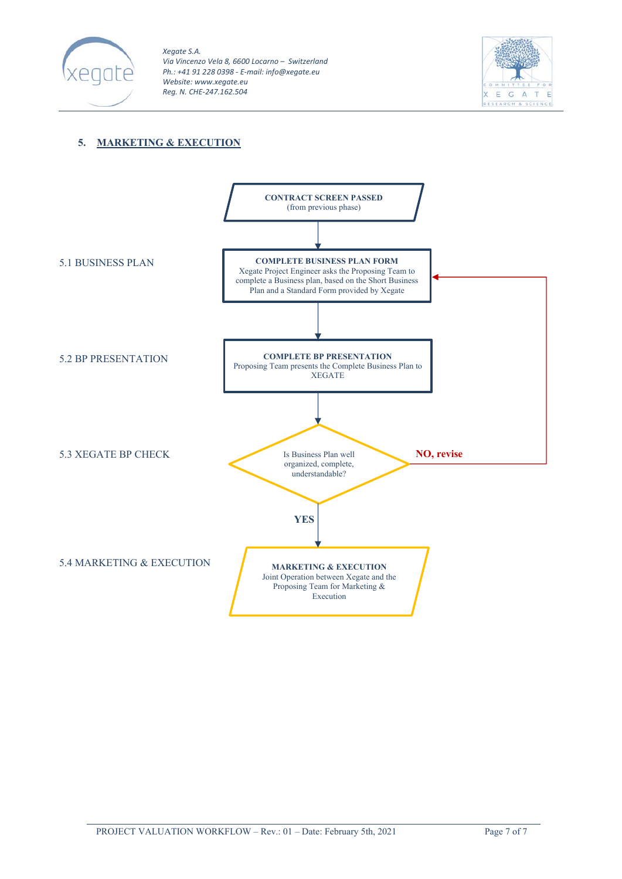## 5. MARKETING & EXECUTION

5.1 BUSINESS PLAN

5.2 BP PRESENTATION

5.3 XEGATE BP CHECK

5.4 MARKETING & EXECUTION

**CONTRACT SCREEN PASSED**
(from previous phase)

**COMPLETE BUSINESS PLAN FORM**
Xegate Project Engineer asks the Proposing Team to complete a Business plan, based on the Short Business Plan and a Standard Form provided by Xegate

**COMPLETE BP PRESENTATION**
Proposing Team presents the Complete Business Plan to XEGATE

Is Business Plan well organized, complete, understandable?

**NO, revise**

**YES**

**MARKETING & EXECUTION**
Joint Operation between Xegate and the Proposing Team for Marketing & Execution